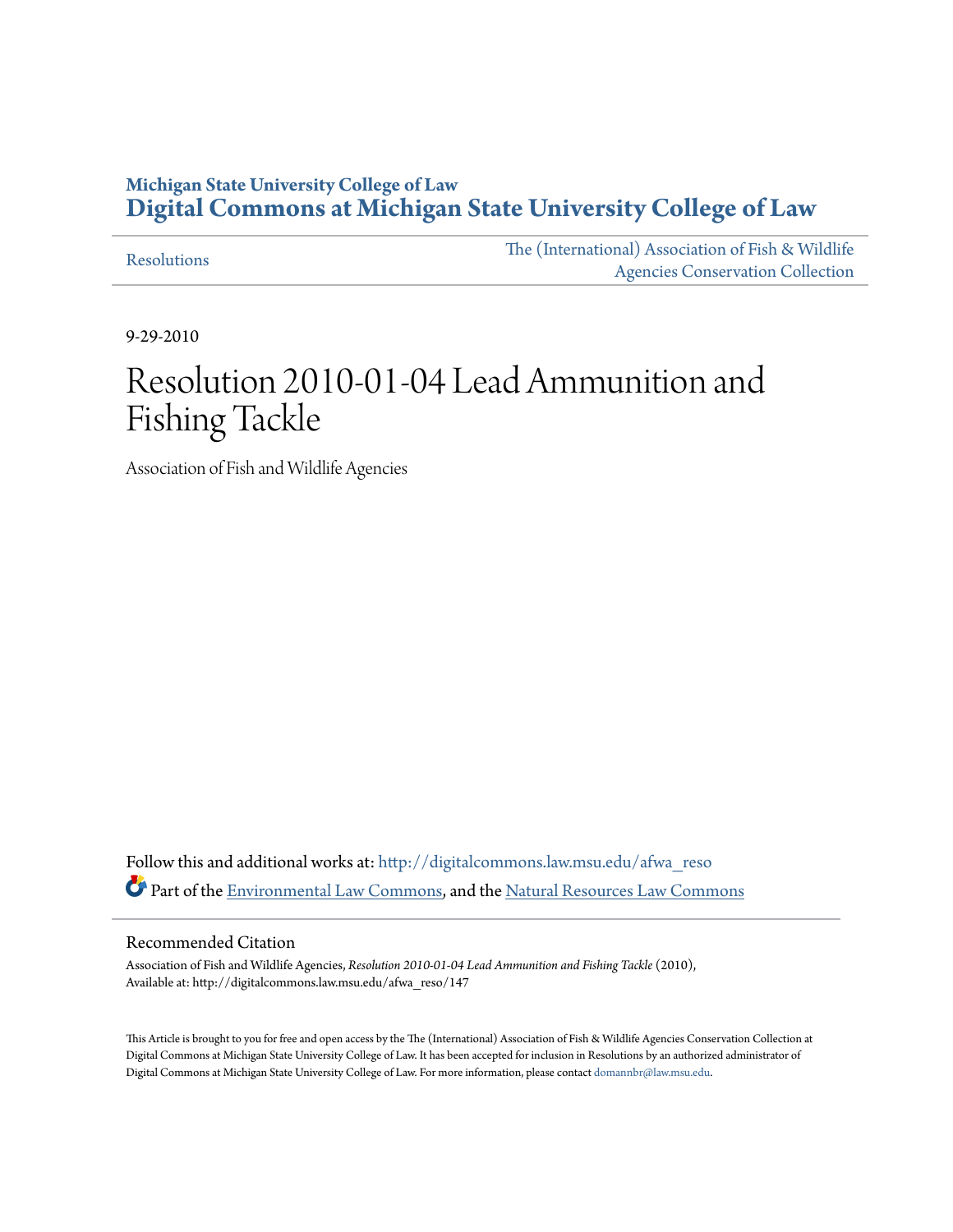**Michigan State University College of Law**
**Digital Commons at Michigan State University College of Law**

Resolutions

The (International) Association of Fish & Wildlife Agencies Conservation Collection

9-29-2010

# Resolution 2010-01-04 Lead Ammunition and Fishing Tackle

Association of Fish and Wildlife Agencies

Follow this and additional works at: http://digitalcommons.law.msu.edu/afwa_reso

Part of the Environmental Law Commons, and the Natural Resources Law Commons

## Recommended Citation

Association of Fish and Wildlife Agencies, *Resolution 2010-01-04 Lead Ammunition and Fishing Tackle* (2010), Available at: http://digitalcommons.law.msu.edu/afwa_reso/147

This Article is brought to you for free and open access by the The (International) Association of Fish & Wildlife Agencies Conservation Collection at Digital Commons at Michigan State University College of Law. It has been accepted for inclusion in Resolutions by an authorized administrator of Digital Commons at Michigan State University College of Law. For more information, please contact domannbr@law.msu.edu.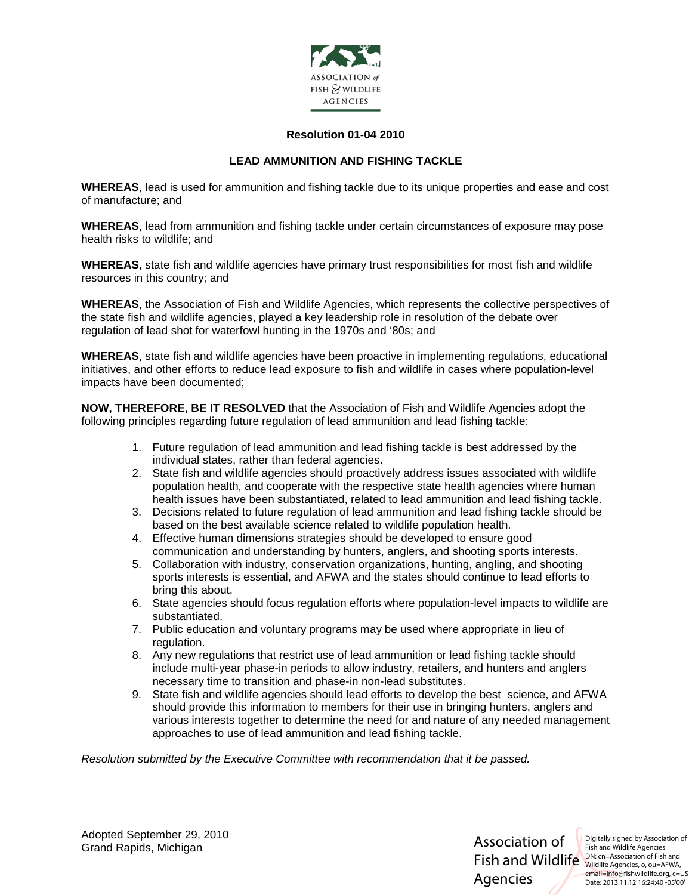ASSOCIATION of FISH & WILDLIFE AGENCIES

**Resolution 01-04 2010**

**LEAD AMMUNITION AND FISHING TACKLE**

**WHEREAS**, lead is used for ammunition and fishing tackle due to its unique properties and ease and cost of manufacture; and

**WHEREAS**, lead from ammunition and fishing tackle under certain circumstances of exposure may pose health risks to wildlife; and

**WHEREAS**, state fish and wildlife agencies have primary trust responsibilities for most fish and wildlife resources in this country; and

**WHEREAS**, the Association of Fish and Wildlife Agencies, which represents the collective perspectives of the state fish and wildlife agencies, played a key leadership role in resolution of the debate over regulation of lead shot for waterfowl hunting in the 1970s and '80s; and

**WHEREAS**, state fish and wildlife agencies have been proactive in implementing regulations, educational initiatives, and other efforts to reduce lead exposure to fish and wildlife in cases where population-level impacts have been documented;

**NOW, THEREFORE, BE IT RESOLVED** that the Association of Fish and Wildlife Agencies adopt the following principles regarding future regulation of lead ammunition and lead fishing tackle:

1. Future regulation of lead ammunition and lead fishing tackle is best addressed by the individual states, rather than federal agencies.
2. State fish and wildlife agencies should proactively address issues associated with wildlife population health, and cooperate with the respective state health agencies where human health issues have been substantiated, related to lead ammunition and lead fishing tackle.
3. Decisions related to future regulation of lead ammunition and lead fishing tackle should be based on the best available science related to wildlife population health.
4. Effective human dimensions strategies should be developed to ensure good communication and understanding by hunters, anglers, and shooting sports interests.
5. Collaboration with industry, conservation organizations, hunting, angling, and shooting sports interests is essential, and AFWA and the states should continue to lead efforts to bring this about.
6. State agencies should focus regulation efforts where population-level impacts to wildlife are substantiated.
7. Public education and voluntary programs may be used where appropriate in lieu of regulation.
8. Any new regulations that restrict use of lead ammunition or lead fishing tackle should include multi-year phase-in periods to allow industry, retailers, and hunters and anglers necessary time to transition and phase-in non-lead substitutes.
9. State fish and wildlife agencies should lead efforts to develop the best science, and AFWA should provide this information to members for their use in bringing hunters, anglers and various interests together to determine the need for and nature of any needed management approaches to use of lead ammunition and lead fishing tackle.

*Resolution submitted by the Executive Committee with recommendation that it be passed.*

Adopted September 29, 2010
Grand Rapids, Michigan

Association of Fish and Wildlife Agencies

Digitally signed by Association of Fish and Wildlife Agencies
DN: cn=Association of Fish and Wildlife Agencies, o, ou=AFWA, email=info@fishwildlife.org, c=US
Date: 2013.11.12 16:24:40 -05'00'